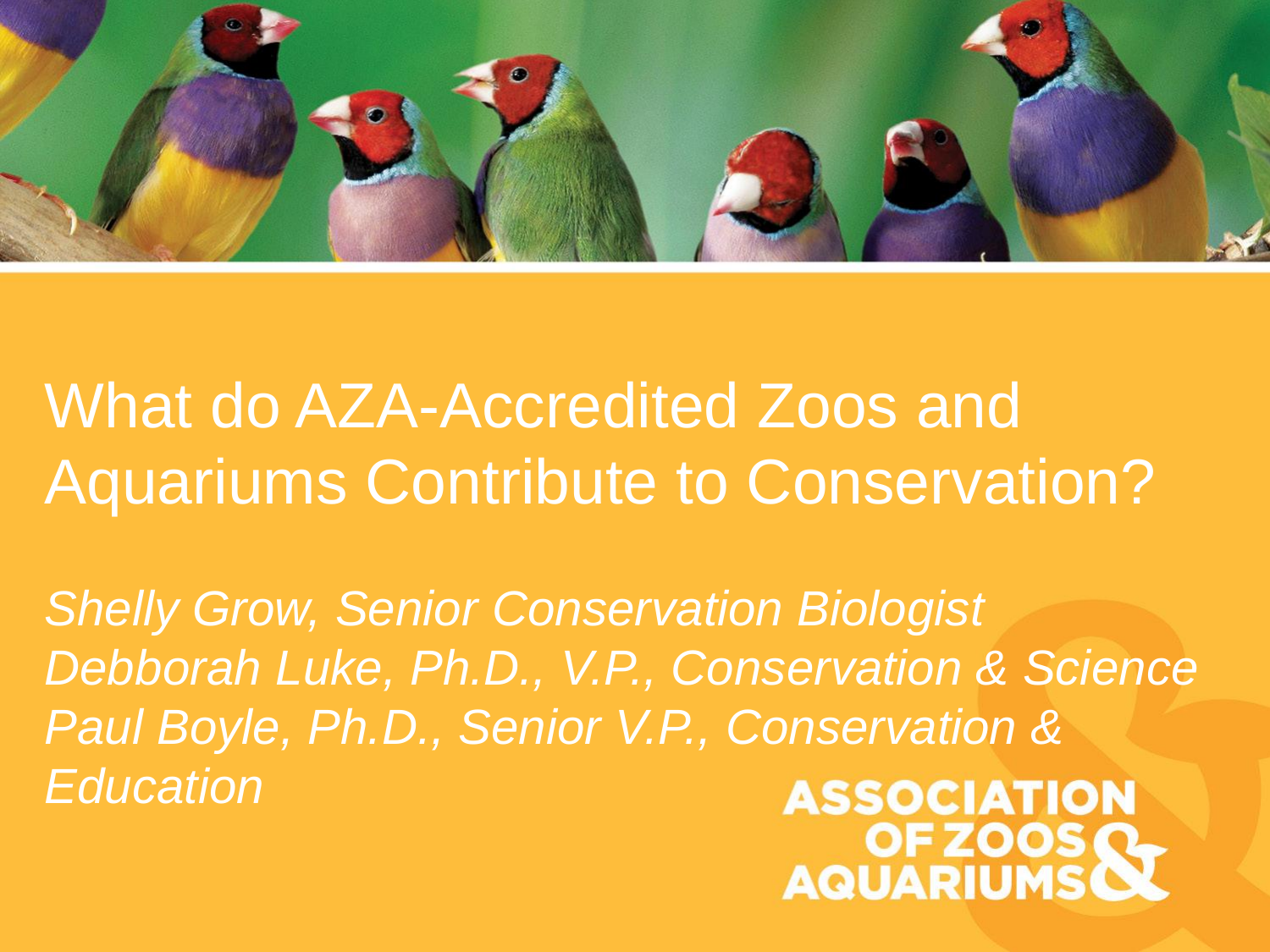# What do AZA-Accredited Zoos and Aquariums Contribute to Conservation?

*Shelly Grow, Senior Conservation Biologist*
*Debborah Luke, Ph.D., V.P., Conservation & Science*
*Paul Boyle, Ph.D., Senior V.P., Conservation & Education*

ASSOCIATION OF ZOOS & AQUARIUMS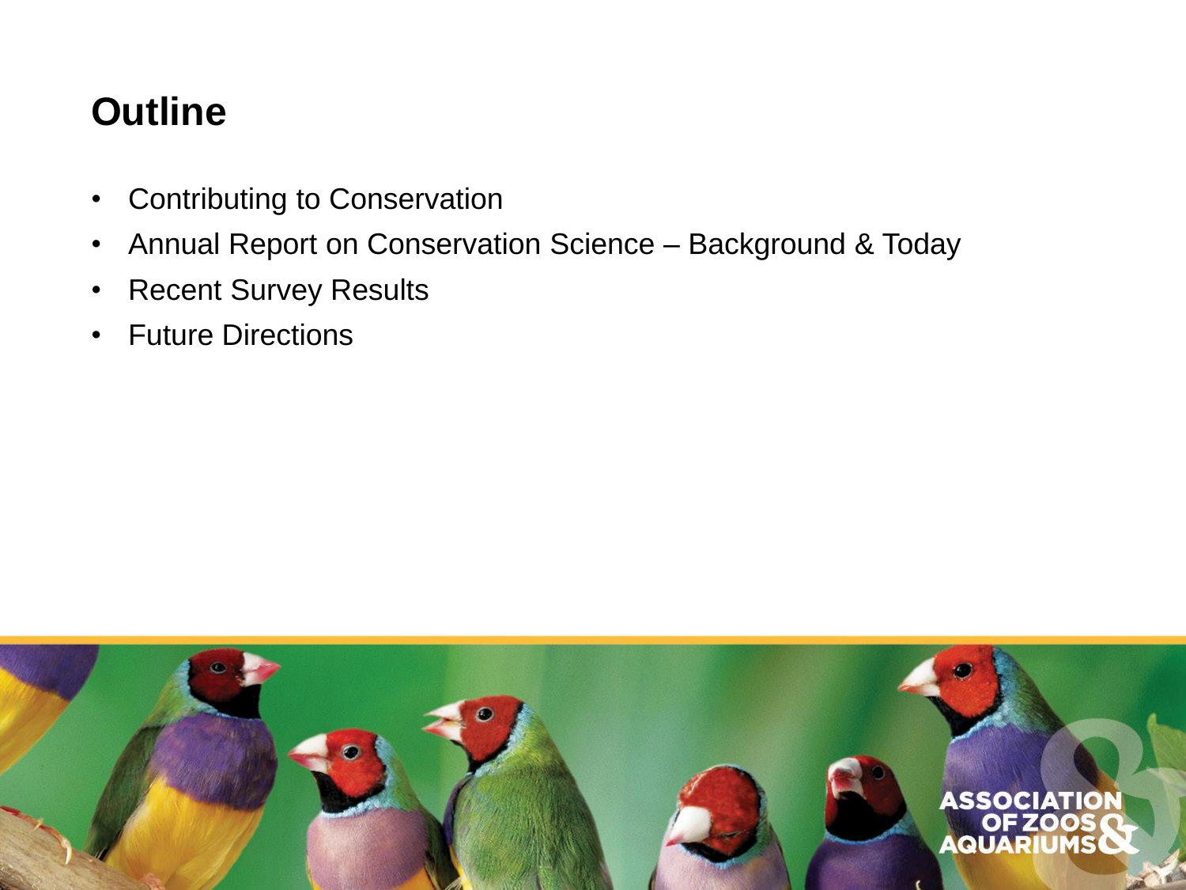# Outline

- Contributing to Conservation
- Annual Report on Conservation Science – Background & Today
- Recent Survey Results
- Future Directions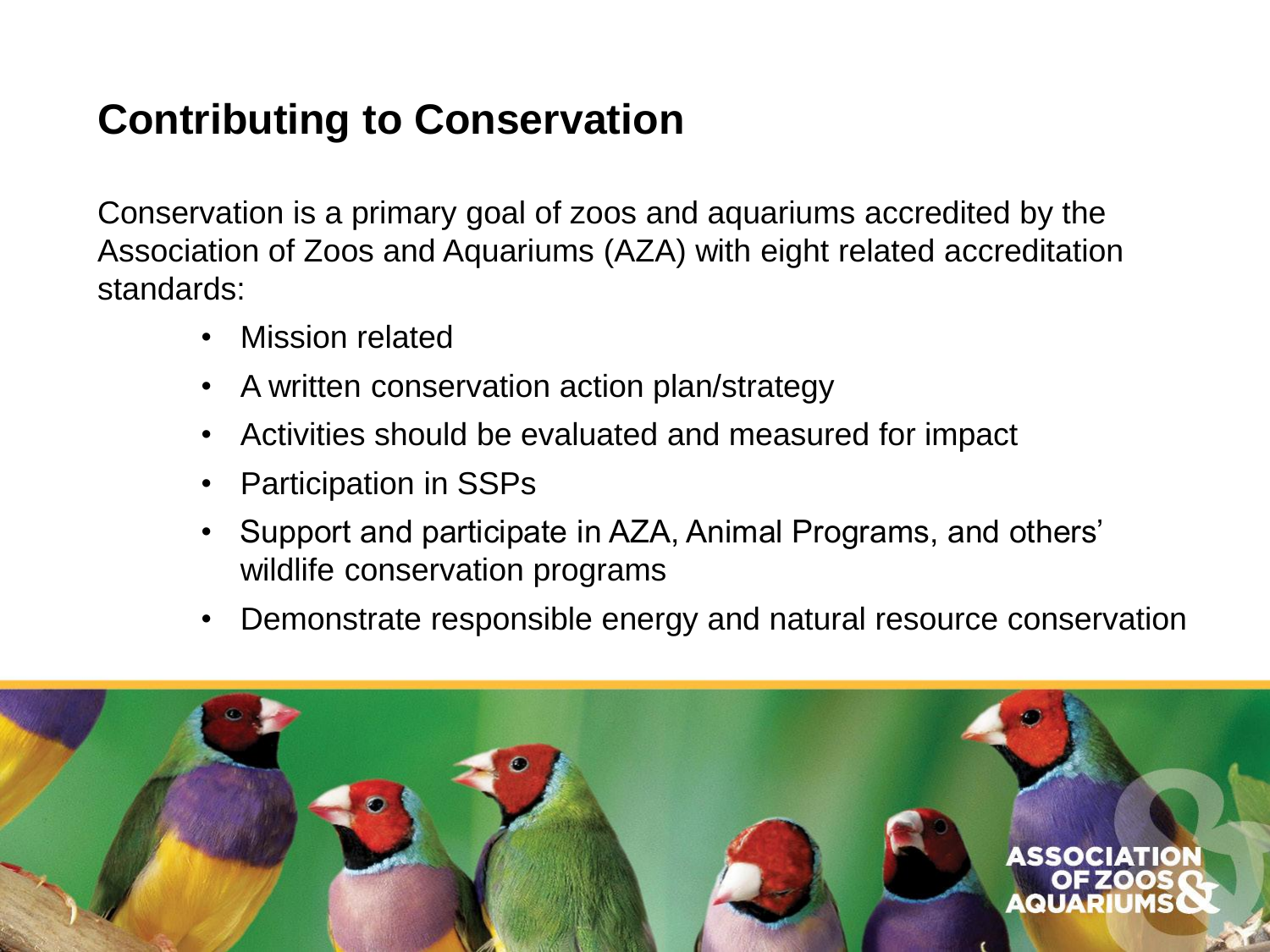# Contributing to Conservation

Conservation is a primary goal of zoos and aquariums accredited by the Association of Zoos and Aquariums (AZA) with eight related accreditation standards:

- Mission related
- A written conservation action plan/strategy
- Activities should be evaluated and measured for impact
- Participation in SSPs
- Support and participate in AZA, Animal Programs, and others' wildlife conservation programs
- Demonstrate responsible energy and natural resource conservation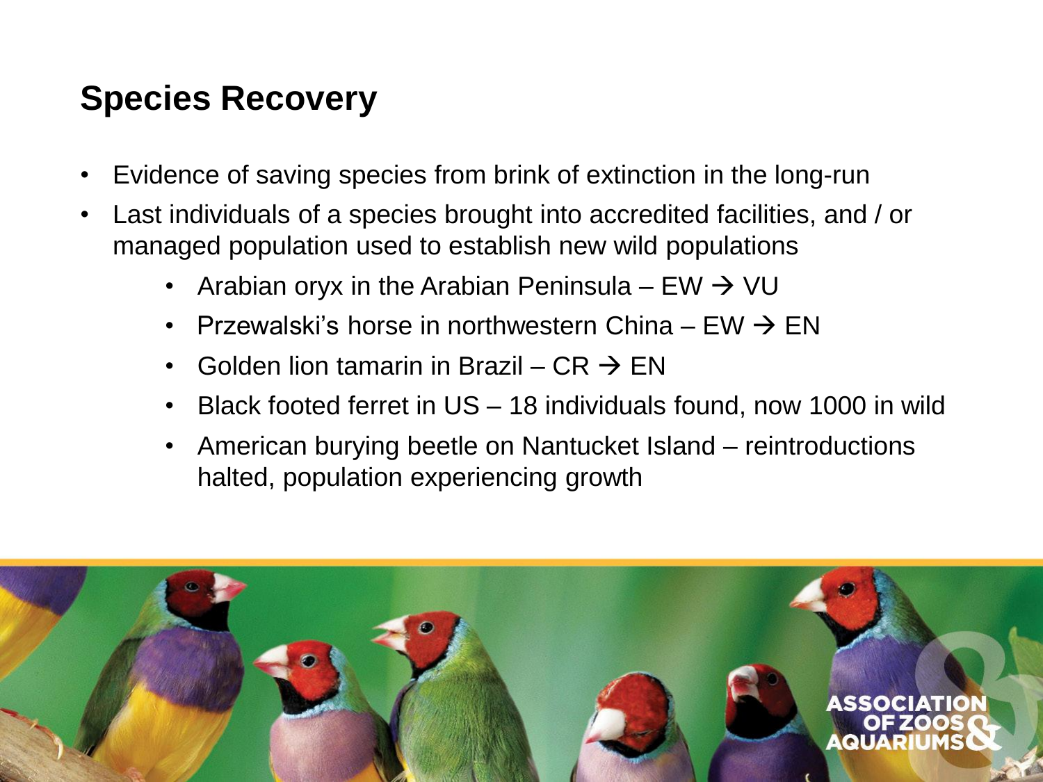## Species Recovery

- Evidence of saving species from brink of extinction in the long-run
- Last individuals of a species brought into accredited facilities, and / or managed population used to establish new wild populations
  - Arabian oryx in the Arabian Peninsula – EW → VU
  - Przewalski's horse in northwestern China – EW → EN
  - Golden lion tamarin in Brazil – CR → EN
  - Black footed ferret in US – 18 individuals found, now 1000 in wild
  - American burying beetle on Nantucket Island – reintroductions halted, population experiencing growth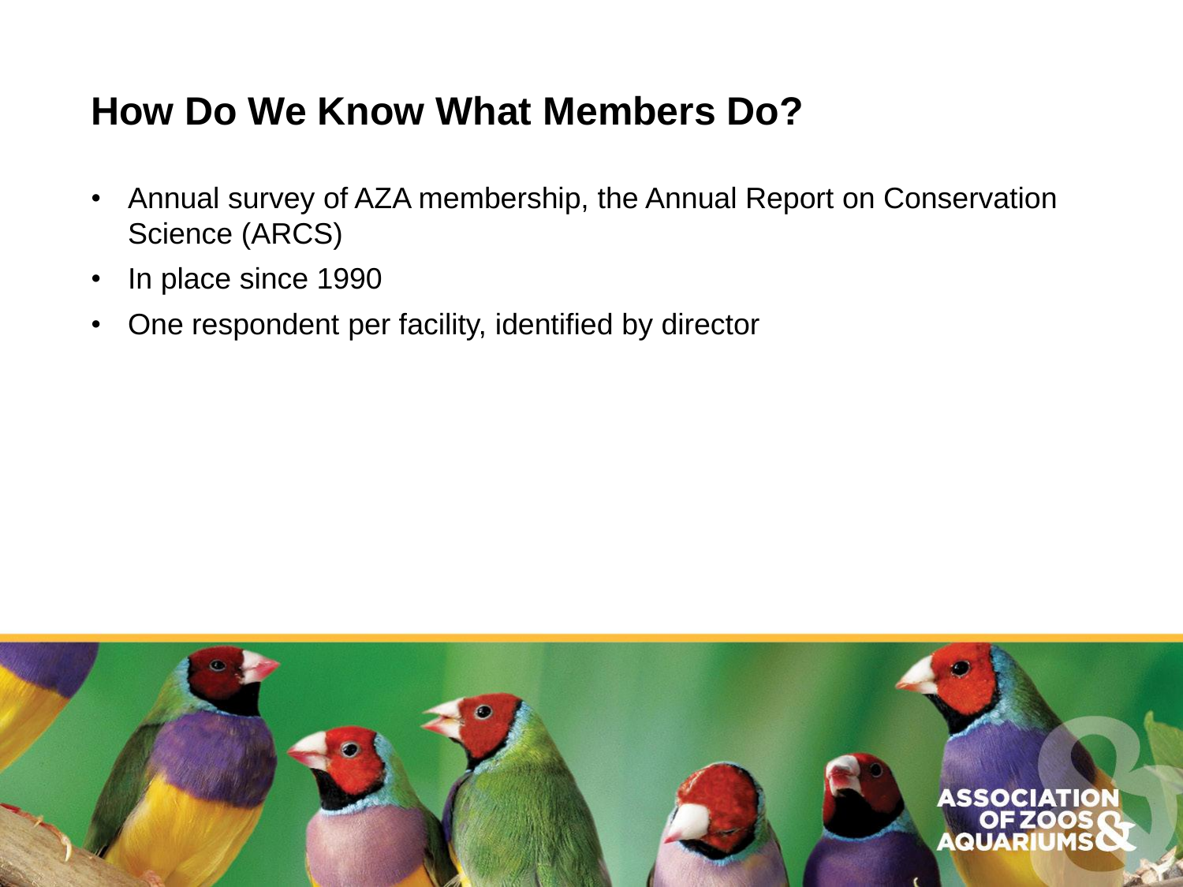## How Do We Know What Members Do?

- Annual survey of AZA membership, the Annual Report on Conservation Science (ARCS)
- In place since 1990
- One respondent per facility, identified by director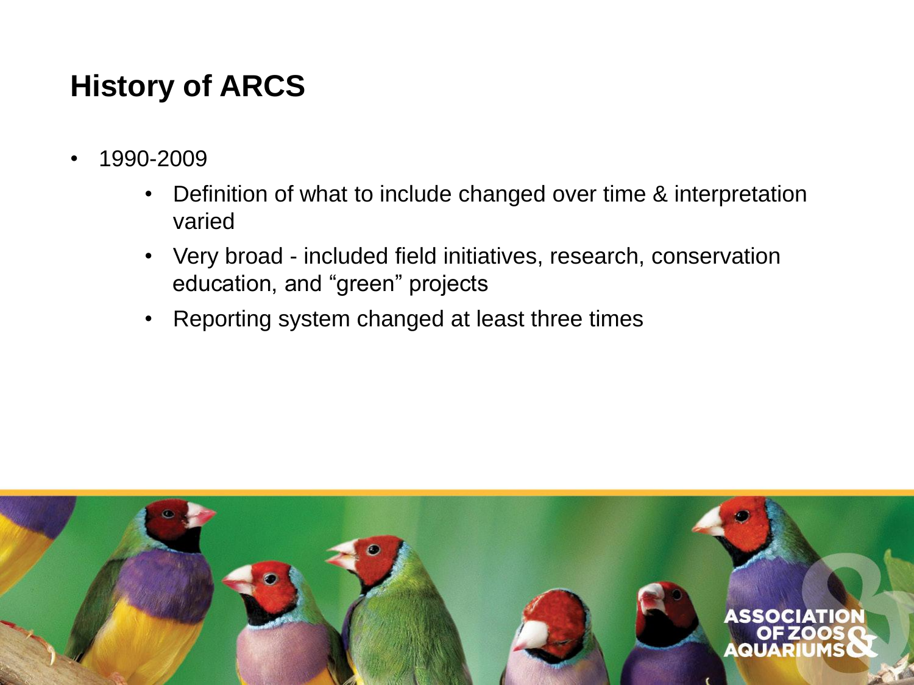# History of ARCS

- 1990-2009
    - Definition of what to include changed over time & interpretation varied
    - Very broad - included field initiatives, research, conservation education, and "green" projects
    - Reporting system changed at least three times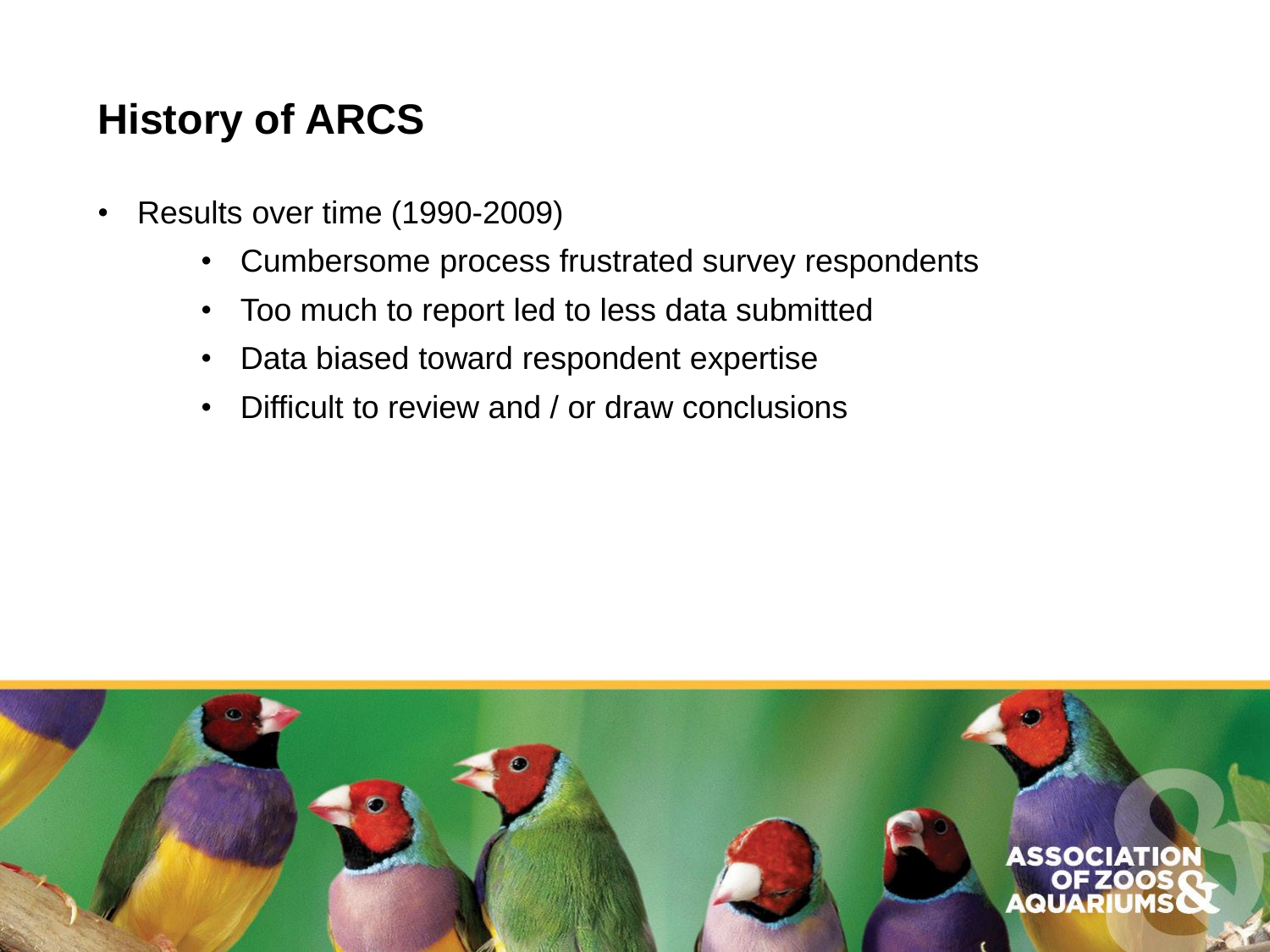# History of ARCS

- Results over time (1990-2009)
  - Cumbersome process frustrated survey respondents
  - Too much to report led to less data submitted
  - Data biased toward respondent expertise
  - Difficult to review and / or draw conclusions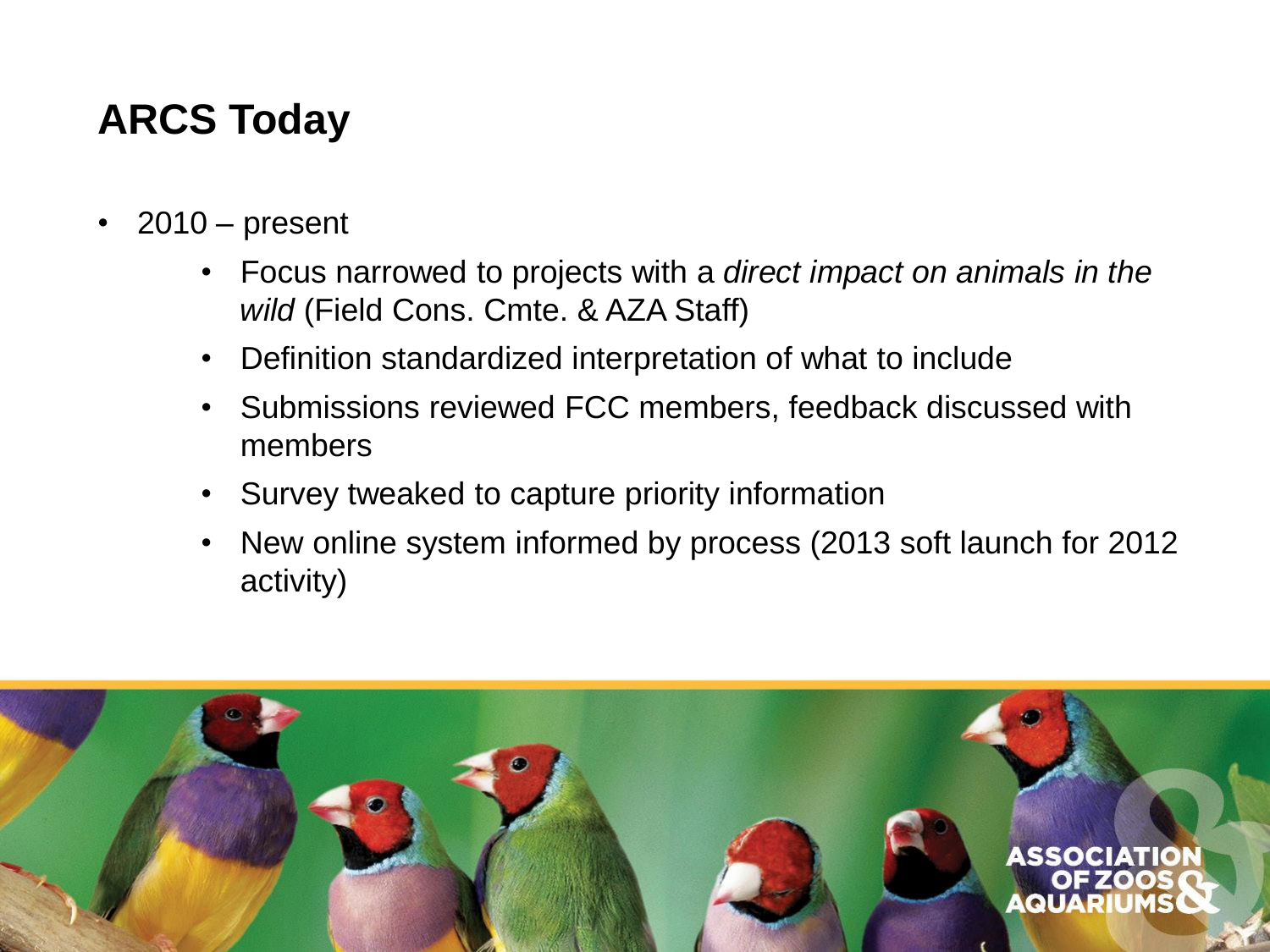# ARCS Today

- 2010 – present
    - Focus narrowed to projects with a *direct impact on animals in the wild* (Field Cons. Cmte. & AZA Staff)
    - Definition standardized interpretation of what to include
    - Submissions reviewed FCC members, feedback discussed with members
    - Survey tweaked to capture priority information
    - New online system informed by process (2013 soft launch for 2012 activity)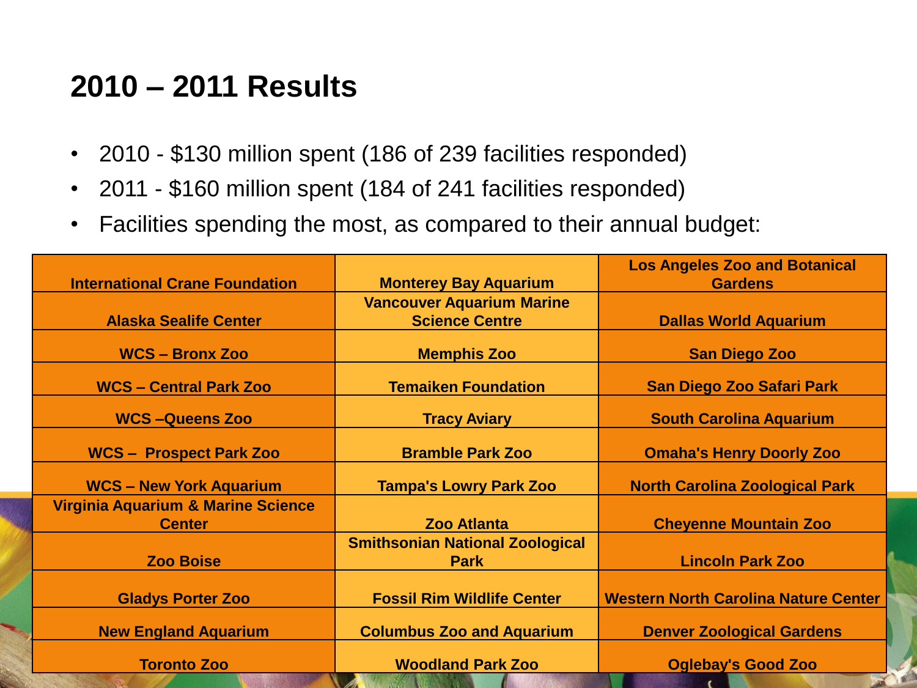## 2010 – 2011 Results

- 2010 - $130 million spent (186 of 239 facilities responded)
- 2011 - $160 million spent (184 of 241 facilities responded)
- Facilities spending the most, as compared to their annual budget:

| | | |
|---|---|---|
| International Crane Foundation | Monterey Bay Aquarium | Los Angeles Zoo and Botanical Gardens |
| Alaska Sealife Center | Vancouver Aquarium Marine Science Centre | Dallas World Aquarium |
| WCS – Bronx Zoo | Memphis Zoo | San Diego Zoo |
| WCS – Central Park Zoo | Temaiken Foundation | San Diego Zoo Safari Park |
| WCS –Queens Zoo | Tracy Aviary | South Carolina Aquarium |
| WCS – Prospect Park Zoo | Bramble Park Zoo | Omaha's Henry Doorly Zoo |
| WCS – New York Aquarium | Tampa's Lowry Park Zoo | North Carolina Zoological Park |
| Virginia Aquarium & Marine Science Center | Zoo Atlanta | Cheyenne Mountain Zoo |
| Zoo Boise | Smithsonian National Zoological Park | Lincoln Park Zoo |
| Gladys Porter Zoo | Fossil Rim Wildlife Center | Western North Carolina Nature Center |
| New England Aquarium | Columbus Zoo and Aquarium | Denver Zoological Gardens |
| Toronto Zoo | Woodland Park Zoo | Oglebay's Good Zoo |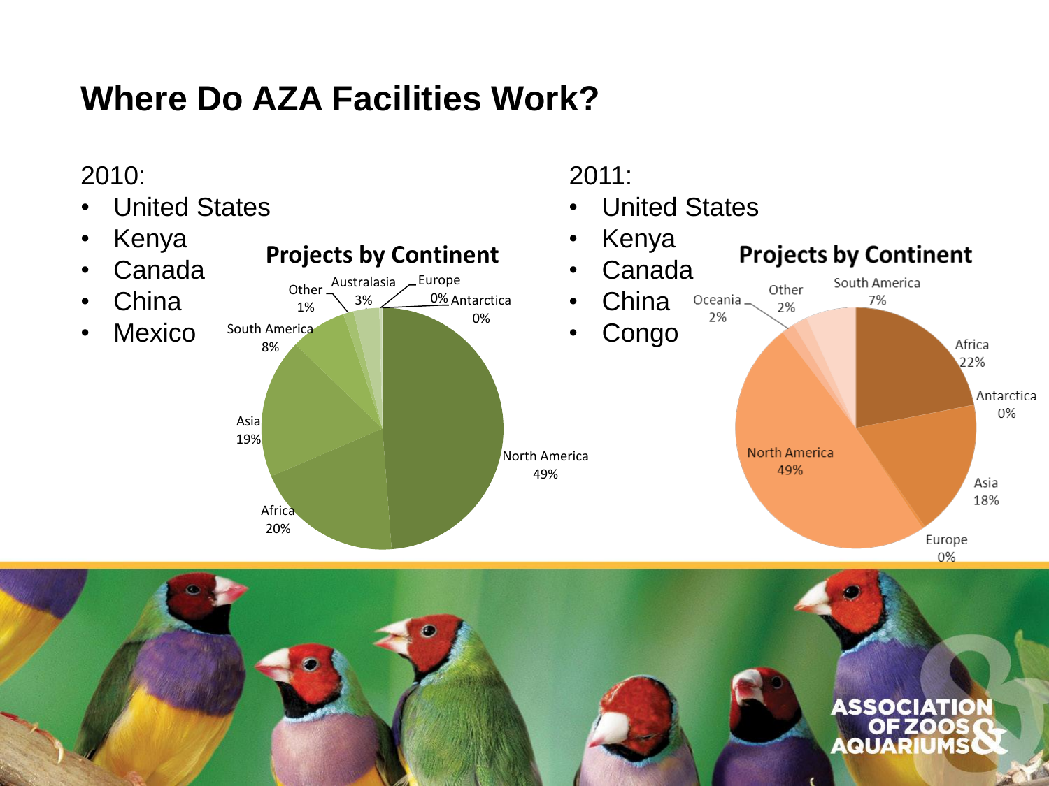# Where Do AZA Facilities Work?

2010:

- United States
- Kenya
- Canada
- China
- Mexico

**Projects by Continent**

| Continent | Share |
| --- | --- |
| North America | 49% |
| Africa | 20% |
| Asia | 19% |
| South America | 8% |
| Other | 1% |
| Australasia | 3% |
| Europe | 0% |
| Antarctica | 0% |

2011:

- United States
- Kenya
- Canada
- China
- Congo

**Projects by Continent**

| Continent | Share |
| --- | --- |
| South America | 7% |
| Africa | 22% |
| Antarctica | 0% |
| Asia | 18% |
| Europe | 0% |
| North America | 49% |
| Oceania | 2% |
| Other | 2% |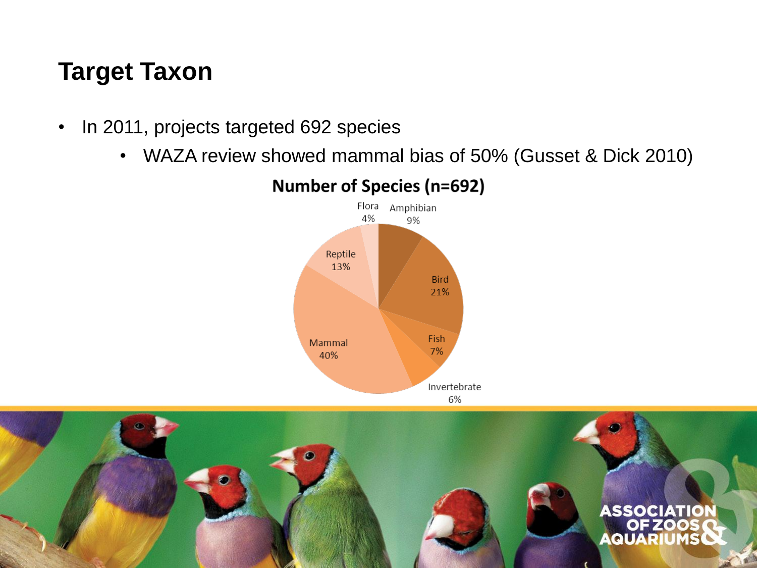# Target Taxon

- In 2011, projects targeted 692 species
  - WAZA review showed mammal bias of 50% (Gusset & Dick 2010)

**Number of Species (n=692)**

| Taxon | Percentage |
| --- | --- |
| Amphibian | 9% |
| Bird | 21% |
| Fish | 7% |
| Invertebrate | 6% |
| Mammal | 40% |
| Reptile | 13% |
| Flora | 4% |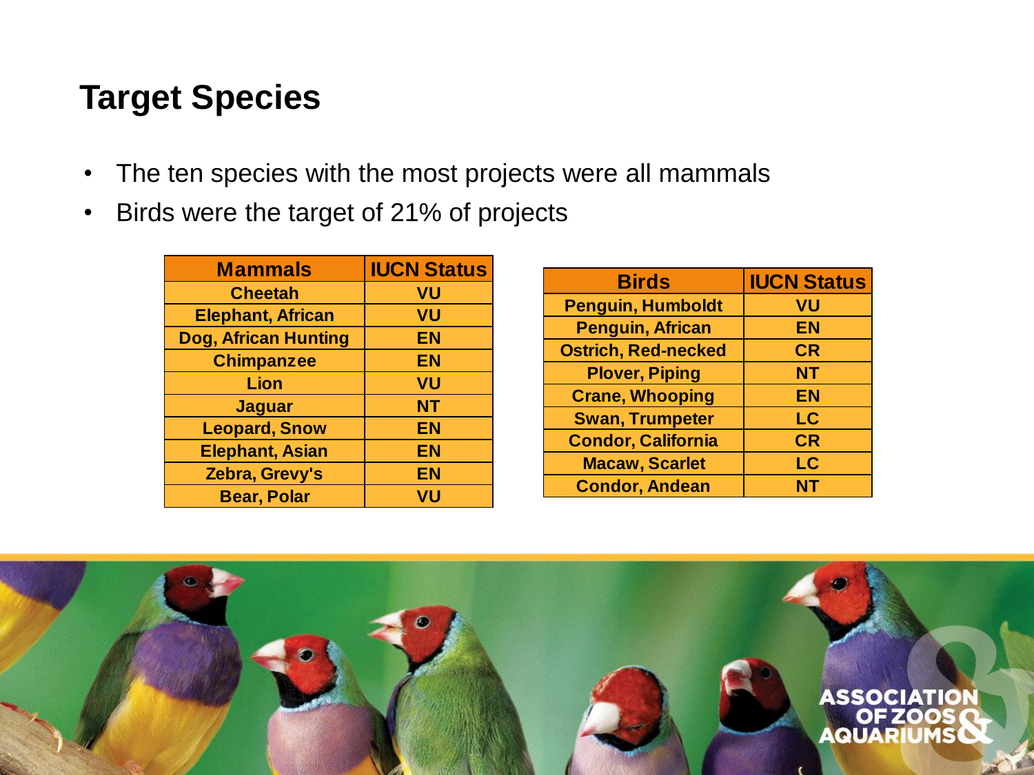# Target Species

- The ten species with the most projects were all mammals
- Birds were the target of 21% of projects

| Mammals | IUCN Status |
|---|---|
| Cheetah | VU |
| Elephant, African | VU |
| Dog, African Hunting | EN |
| Chimpanzee | EN |
| Lion | VU |
| Jaguar | NT |
| Leopard, Snow | EN |
| Elephant, Asian | EN |
| Zebra, Grevy's | EN |
| Bear, Polar | VU |

| Birds | IUCN Status |
|---|---|
| Penguin, Humboldt | VU |
| Penguin, African | EN |
| Ostrich, Red-necked | CR |
| Plover, Piping | NT |
| Crane, Whooping | EN |
| Swan, Trumpeter | LC |
| Condor, California | CR |
| Macaw, Scarlet | LC |
| Condor, Andean | NT |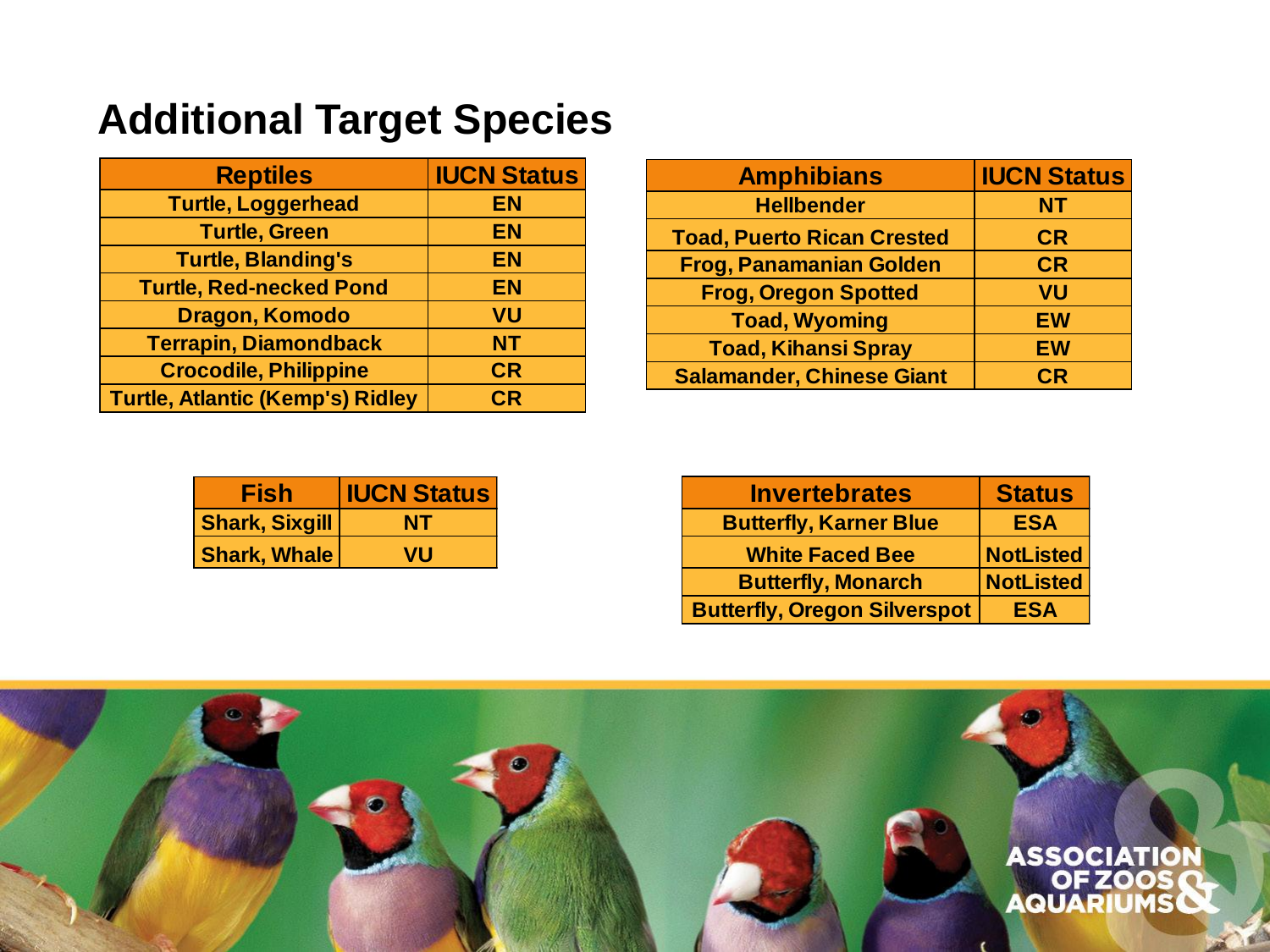# Additional Target Species

| Reptiles | IUCN Status |
|---|---|
| Turtle, Loggerhead | EN |
| Turtle, Green | EN |
| Turtle, Blanding's | EN |
| Turtle, Red-necked Pond | EN |
| Dragon, Komodo | VU |
| Terrapin, Diamondback | NT |
| Crocodile, Philippine | CR |
| Turtle, Atlantic (Kemp's) Ridley | CR |

| Amphibians | IUCN Status |
|---|---|
| Hellbender | NT |
| Toad, Puerto Rican Crested | CR |
| Frog, Panamanian Golden | CR |
| Frog, Oregon Spotted | VU |
| Toad, Wyoming | EW |
| Toad, Kihansi Spray | EW |
| Salamander, Chinese Giant | CR |

| Fish | IUCN Status |
|---|---|
| Shark, Sixgill | NT |
| Shark, Whale | VU |

| Invertebrates | Status |
|---|---|
| Butterfly, Karner Blue | ESA |
| White Faced Bee | NotListed |
| Butterfly, Monarch | NotListed |
| Butterfly, Oregon Silverspot | ESA |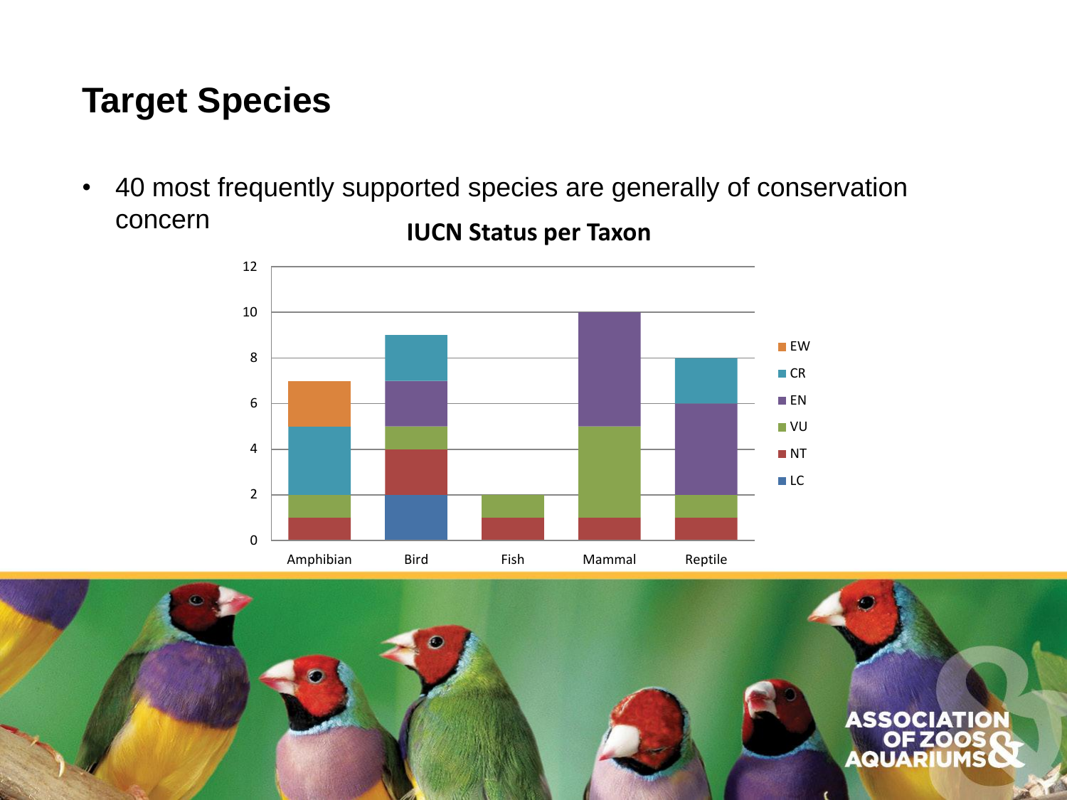# Target Species

- 40 most frequently supported species are generally of conservation concern

**IUCN Status per Taxon**

| Taxon | LC | NT | VU | EN | CR | EW |
|---|---|---|---|---|---|---|
| Amphibian | 0 | 1 | 1 | 0 | 3 | 2 |
| Bird | 2 | 2 | 1 | 2 | 2 | 0 |
| Fish | 0 | 1 | 1 | 0 | 0 | 0 |
| Mammal | 0 | 1 | 4 | 5 | 0 | 0 |
| Reptile | 0 | 1 | 1 | 4 | 2 | 0 |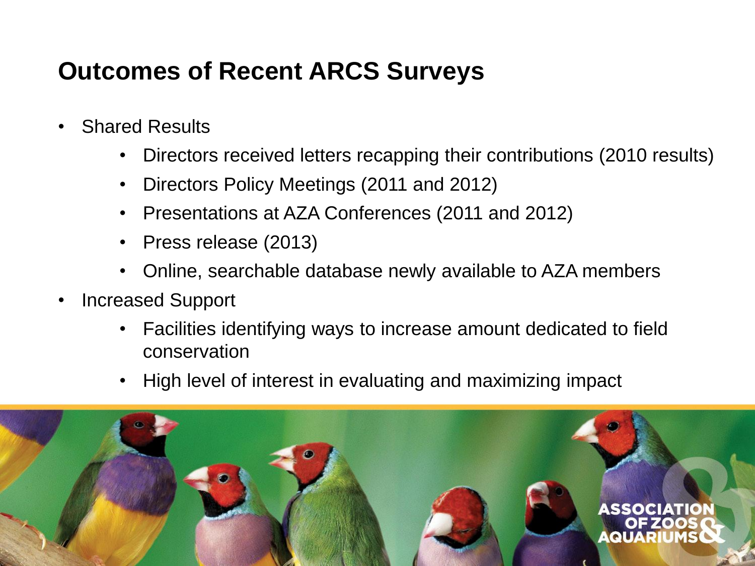# Outcomes of Recent ARCS Surveys

- Shared Results
  - Directors received letters recapping their contributions (2010 results)
  - Directors Policy Meetings (2011 and 2012)
  - Presentations at AZA Conferences (2011 and 2012)
  - Press release (2013)
  - Online, searchable database newly available to AZA members
- Increased Support
  - Facilities identifying ways to increase amount dedicated to field conservation
  - High level of interest in evaluating and maximizing impact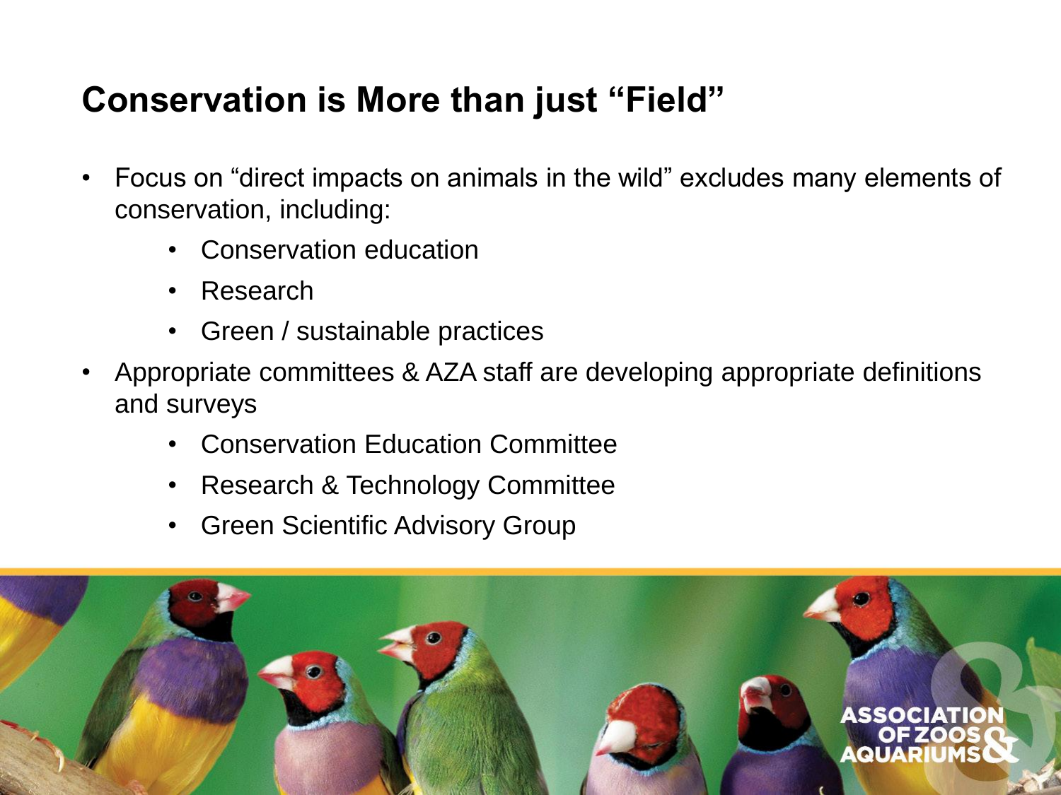# Conservation is More than just "Field"

- Focus on "direct impacts on animals in the wild" excludes many elements of conservation, including:
  - Conservation education
  - Research
  - Green / sustainable practices
- Appropriate committees & AZA staff are developing appropriate definitions and surveys
  - Conservation Education Committee
  - Research & Technology Committee
  - Green Scientific Advisory Group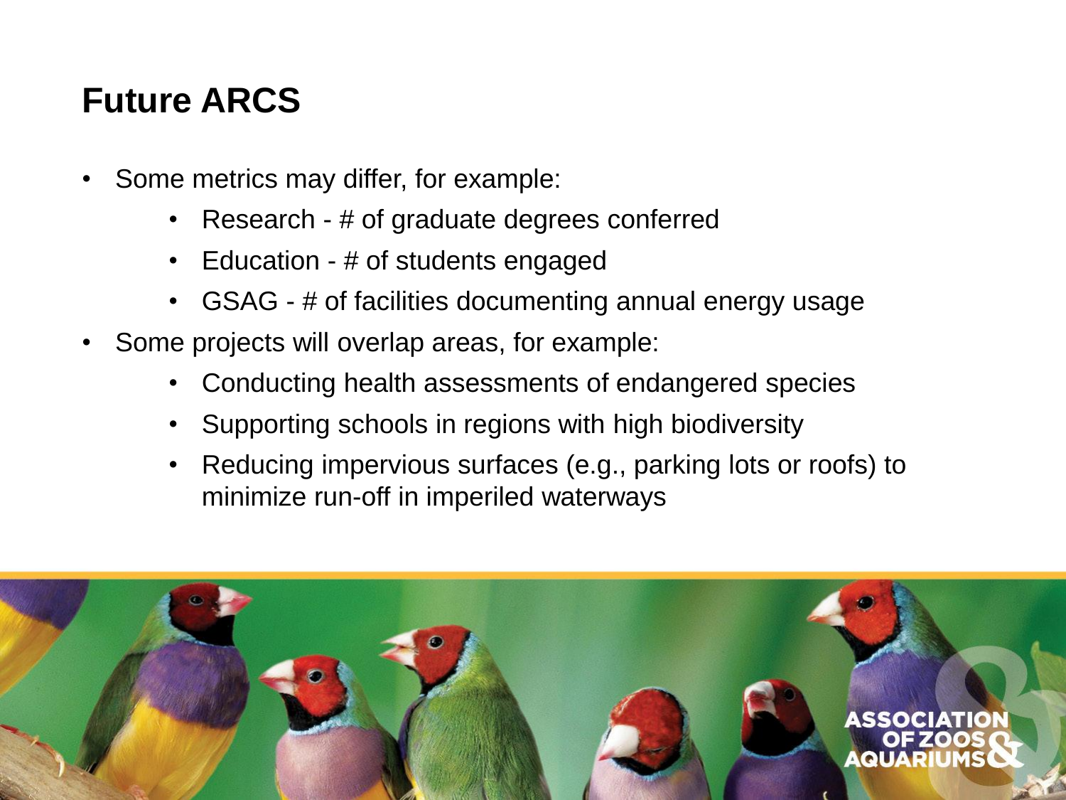# Future ARCS

- Some metrics may differ, for example:
  - Research - # of graduate degrees conferred
  - Education - # of students engaged
  - GSAG - # of facilities documenting annual energy usage
- Some projects will overlap areas, for example:
  - Conducting health assessments of endangered species
  - Supporting schools in regions with high biodiversity
  - Reducing impervious surfaces (e.g., parking lots or roofs) to minimize run-off in imperiled waterways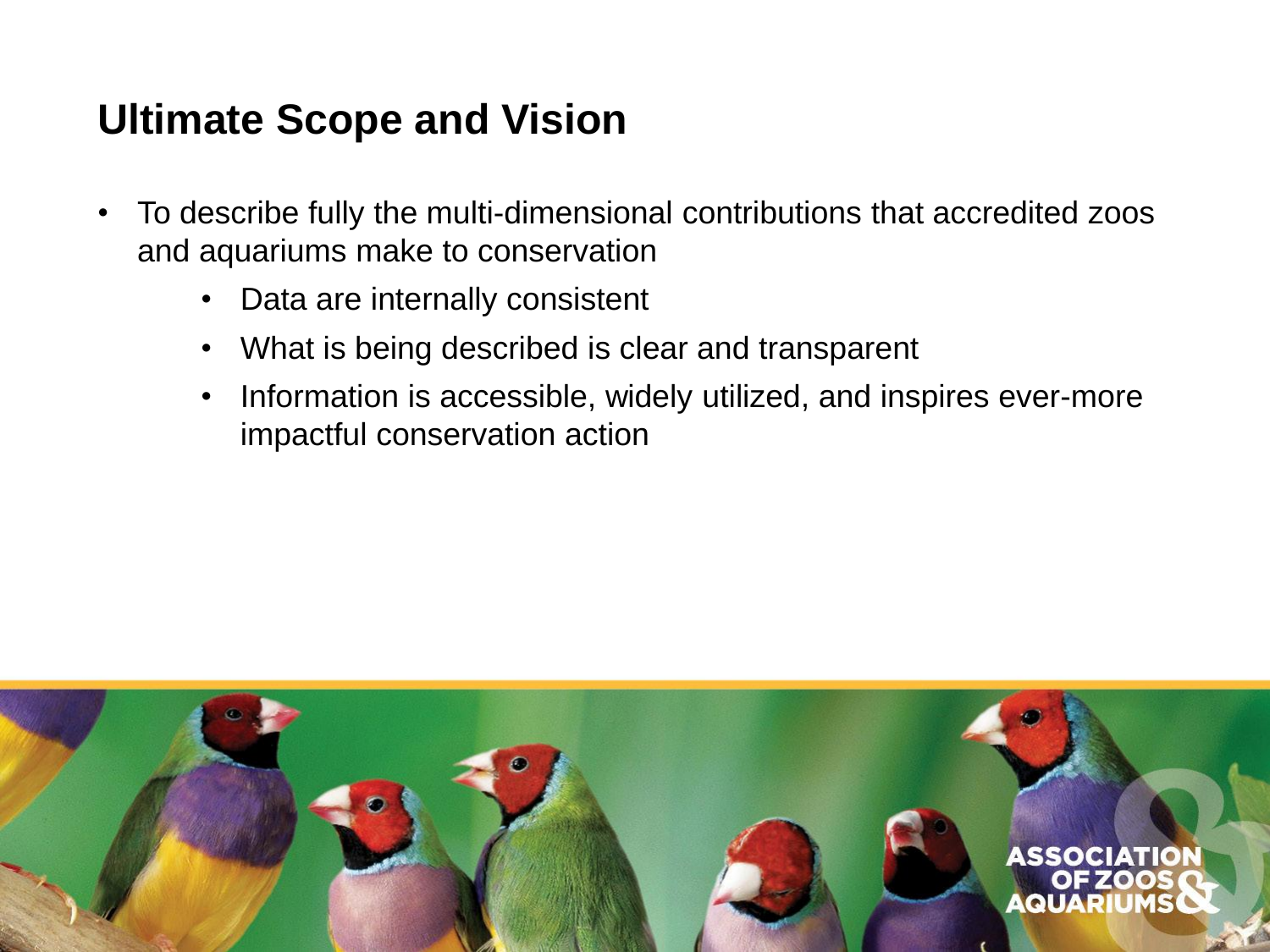## Ultimate Scope and Vision

- To describe fully the multi-dimensional contributions that accredited zoos and aquariums make to conservation
  - Data are internally consistent
  - What is being described is clear and transparent
  - Information is accessible, widely utilized, and inspires ever-more impactful conservation action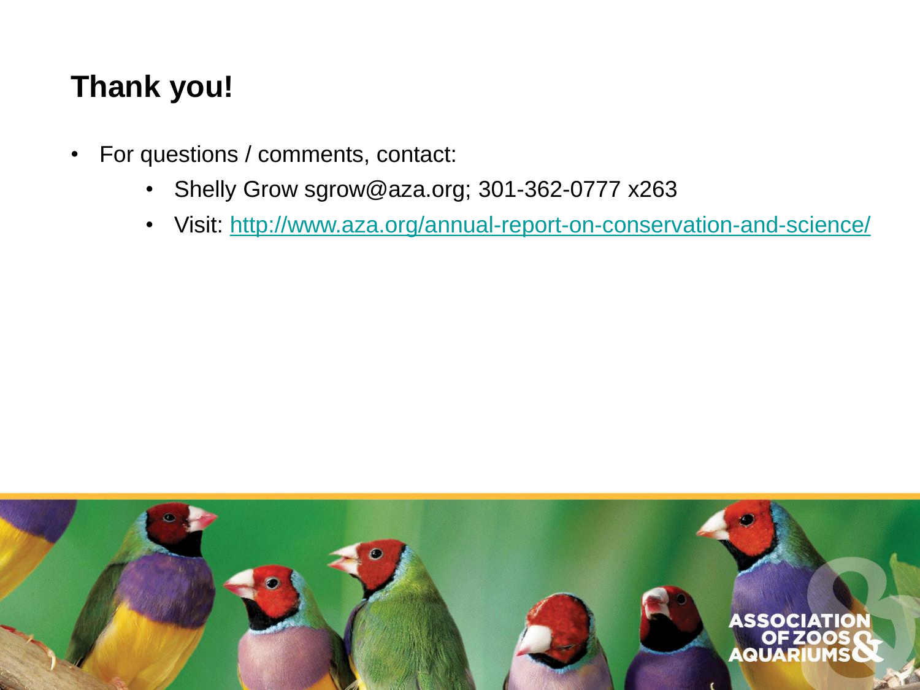# Thank you!

- For questions / comments, contact:
  - Shelly Grow sgrow@aza.org; 301-362-0777 x263
  - Visit: http://www.aza.org/annual-report-on-conservation-and-science/